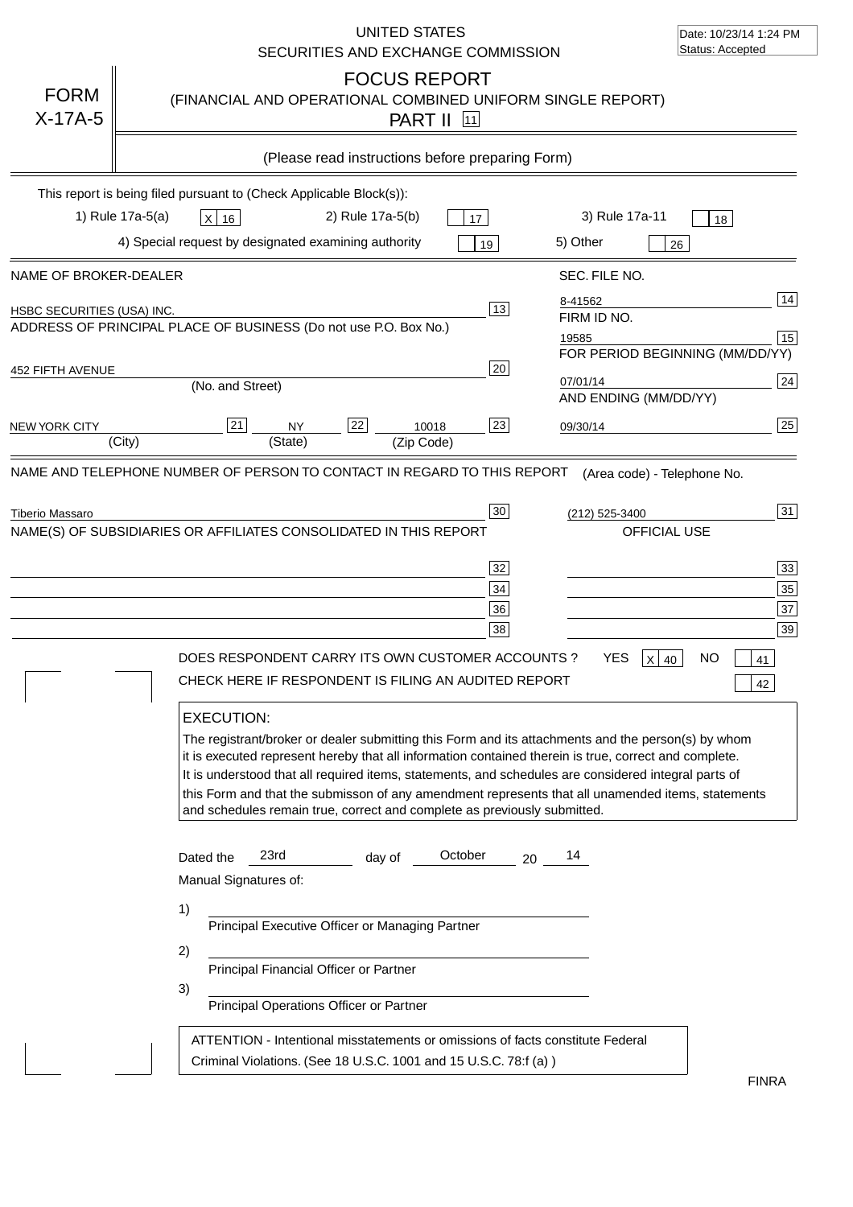Date: 10/23/14 1:24 PM
Status: Accepted

UNITED STATES
SECURITIES AND EXCHANGE COMMISSION

# FORM X-17A-5

## FOCUS REPORT
(FINANCIAL AND OPERATIONAL COMBINED UNIFORM SINGLE REPORT)

PART II [11]

(Please read instructions before preparing Form)

This report is being filed pursuant to (Check Applicable Block(s)):

1) Rule 17a-5(a) [X] 16    2) Rule 17a-5(b) [ ] 17    3) Rule 17a-11 [ ] 18

4) Special request by designated examining authority [ ] 19    5) Other [ ] 26

| NAME OF BROKER-DEALER | | SEC. FILE NO. | |
|---|---|---|---|
| HSBC SECURITIES (USA) INC. | 13 | 8-41562 | 14 |
| ADDRESS OF PRINCIPAL PLACE OF BUSINESS (Do not use P.O. Box No.) | | FIRM ID NO. | |
| | | 19585 | 15 |
| 452 FIFTH AVENUE | 20 | FOR PERIOD BEGINNING (MM/DD/YY) | |
| (No. and Street) | | 07/01/14 | 24 |
| | | AND ENDING (MM/DD/YY) | |
| NEW YORK CITY (City) [21] NY (State) [22] 10018 (Zip Code) | 23 | 09/30/14 | 25 |

NAME AND TELEPHONE NUMBER OF PERSON TO CONTACT IN REGARD TO THIS REPORT — (Area code) - Telephone No.

Tiberio Massaro [30] (212) 525-3400 [31]

| NAME(S) OF SUBSIDIARIES OR AFFILIATES CONSOLIDATED IN THIS REPORT | | OFFICIAL USE | |
|---|---|---|---|
| | 32 | | 33 |
| | 34 | | 35 |
| | 36 | | 37 |
| | 38 | | 39 |

DOES RESPONDENT CARRY ITS OWN CUSTOMER ACCOUNTS? YES [X] 40 NO [ ] 41

CHECK HERE IF RESPONDENT IS FILING AN AUDITED REPORT [ ] 42

**EXECUTION:**

The registrant/broker or dealer submitting this Form and its attachments and the person(s) by whom it is executed represent hereby that all information contained therein is true, correct and complete. It is understood that all required items, statements, and schedules are considered integral parts of this Form and that the submisson of any amendment represents that all unamended items, statements and schedules remain true, correct and complete as previously submitted.

Dated the 23rd day of October 20 14

Manual Signatures of:

1) ______________________________
Principal Executive Officer or Managing Partner

2) ______________________________
Principal Financial Officer or Partner

3) ______________________________
Principal Operations Officer or Partner

ATTENTION - Intentional misstatements or omissions of facts constitute Federal Criminal Violations. (See 18 U.S.C. 1001 and 15 U.S.C. 78:f (a) )

FINRA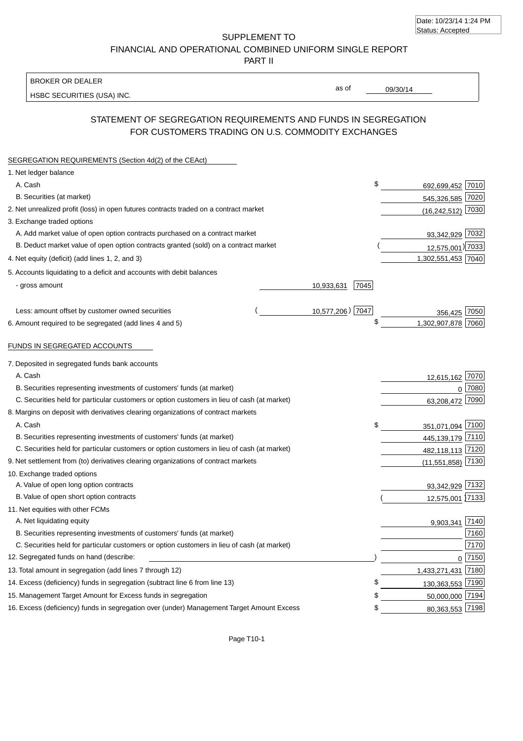Date: 10/23/14 1:24 PM
Status: Accepted

SUPPLEMENT TO
FINANCIAL AND OPERATIONAL COMBINED UNIFORM SINGLE REPORT
PART II

BROKER OR DEALER
HSBC SECURITIES (USA) INC.

as of 09/30/14

## STATEMENT OF SEGREGATION REQUIREMENTS AND FUNDS IN SEGREGATION FOR CUSTOMERS TRADING ON U.S. COMMODITY EXCHANGES

SEGREGATION REQUIREMENTS (Section 4d(2) of the CEAct)

| Item | | | Amount | Code |
|---|---|---|---|---|
| 1. Net ledger balance | | | | |
| A. Cash | | | $ 692,699,452 | 7010 |
| B. Securities (at market) | | | 545,326,585 | 7020 |
| 2. Net unrealized profit (loss) in open futures contracts traded on a contract market | | | (16,242,512) | 7030 |
| 3. Exchange traded options | | | | |
| A. Add market value of open option contracts purchased on a contract market | | | 93,342,929 | 7032 |
| B. Deduct market value of open option contracts granted (sold) on a contract market | | | (12,575,001) | 7033 |
| 4. Net equity (deficit) (add lines 1, 2, and 3) | | | 1,302,551,453 | 7040 |
| 5. Accounts liquidating to a deficit and accounts with debit balances | | | | |
| - gross amount | 10,933,631 | 7045 | | |
| Less: amount offset by customer owned securities | (10,577,206) | 7047 | 356,425 | 7050 |
| 6. Amount required to be segregated (add lines 4 and 5) | | | $ 1,302,907,878 | 7060 |

FUNDS IN SEGREGATED ACCOUNTS

| Item | Amount | Code |
|---|---|---|
| 7. Deposited in segregated funds bank accounts | | |
| A. Cash | 12,615,162 | 7070 |
| B. Securities representing investments of customers' funds (at market) | 0 | 7080 |
| C. Securities held for particular customers or option customers in lieu of cash (at market) | 63,208,472 | 7090 |
| 8. Margins on deposit with derivatives clearing organizations of contract markets | | |
| A. Cash | $ 351,071,094 | 7100 |
| B. Securities representing investments of customers' funds (at market) | 445,139,179 | 7110 |
| C. Securities held for particular customers or option customers in lieu of cash (at market) | 482,118,113 | 7120 |
| 9. Net settlement from (to) derivatives clearing organizations of contract markets | (11,551,858) | 7130 |
| 10. Exchange traded options | | |
| A. Value of open long option contracts | 93,342,929 | 7132 |
| B. Value of open short option contracts | (12,575,001) | 7133 |
| 11. Net equities with other FCMs | | |
| A. Net liquidating equity | 9,903,341 | 7140 |
| B. Securities representing investments of customers' funds (at market) | | 7160 |
| C. Securities held for particular customers or option customers in lieu of cash (at market) | | 7170 |
| 12. Segregated funds on hand (describe: ) | 0 | 7150 |
| 13. Total amount in segregation (add lines 7 through 12) | 1,433,271,431 | 7180 |
| 14. Excess (deficiency) funds in segregation (subtract line 6 from line 13) | $ 130,363,553 | 7190 |
| 15. Management Target Amount for Excess funds in segregation | $ 50,000,000 | 7194 |
| 16. Excess (deficiency) funds in segregation over (under) Management Target Amount Excess | $ 80,363,553 | 7198 |

Page T10-1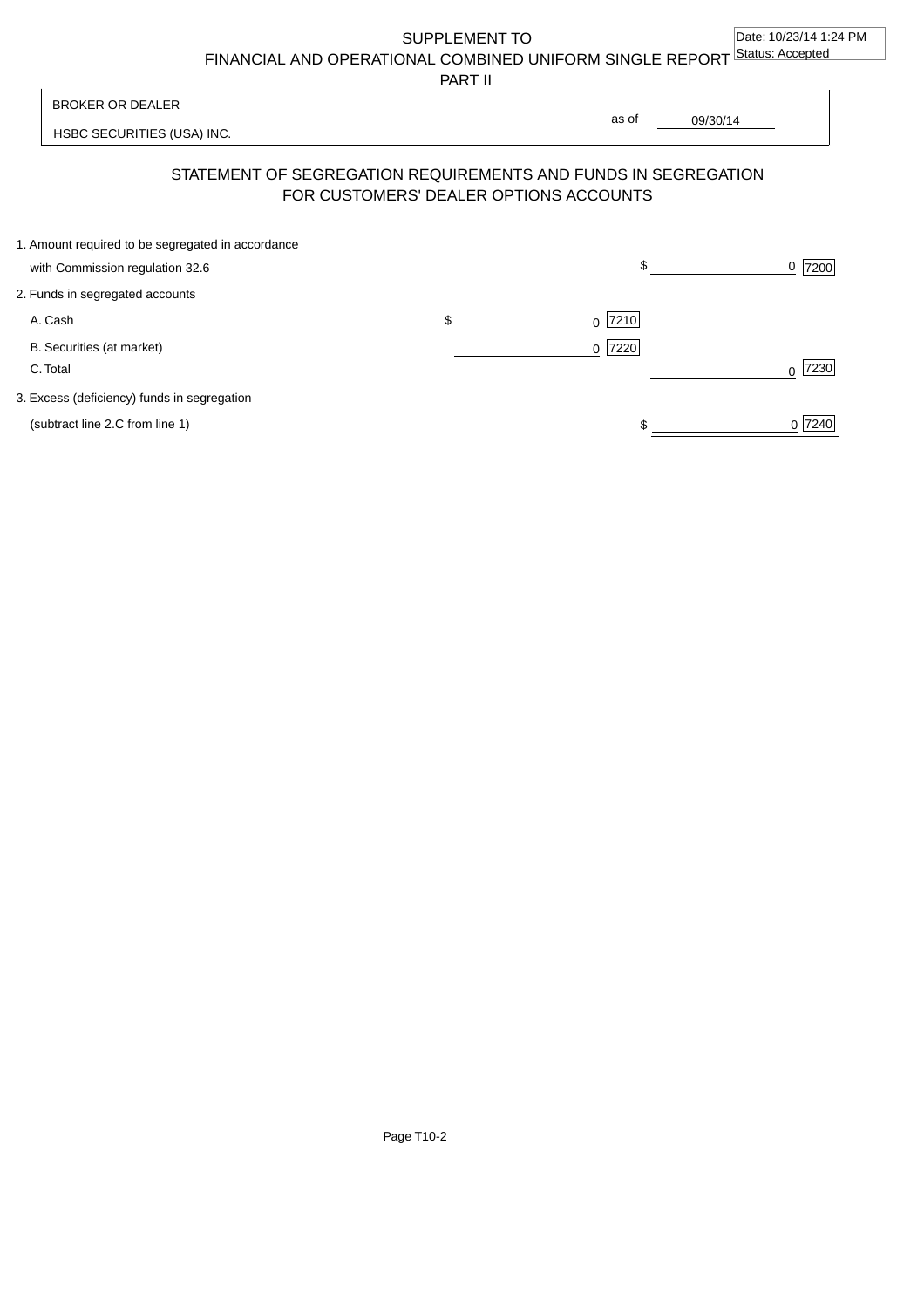SUPPLEMENT TO
FINANCIAL AND OPERATIONAL COMBINED UNIFORM SINGLE REPORT
PART II

Date: 10/23/14 1:24 PM
Status: Accepted

BROKER OR DEALER

HSBC SECURITIES (USA) INC.

as of 09/30/14

## STATEMENT OF SEGREGATION REQUIREMENTS AND FUNDS IN SEGREGATION FOR CUSTOMERS' DEALER OPTIONS ACCOUNTS

| | | |
|---|---|---|
| 1. Amount required to be segregated in accordance with Commission regulation 32.6 | | $ 0 [7200] |
| 2. Funds in segregated accounts | | |
| A. Cash | $ 0 [7210] | |
| B. Securities (at market) | 0 [7220] | |
| C. Total | | 0 [7230] |
| 3. Excess (deficiency) funds in segregation (subtract line 2.C from line 1) | | $ 0 [7240] |

Page T10-2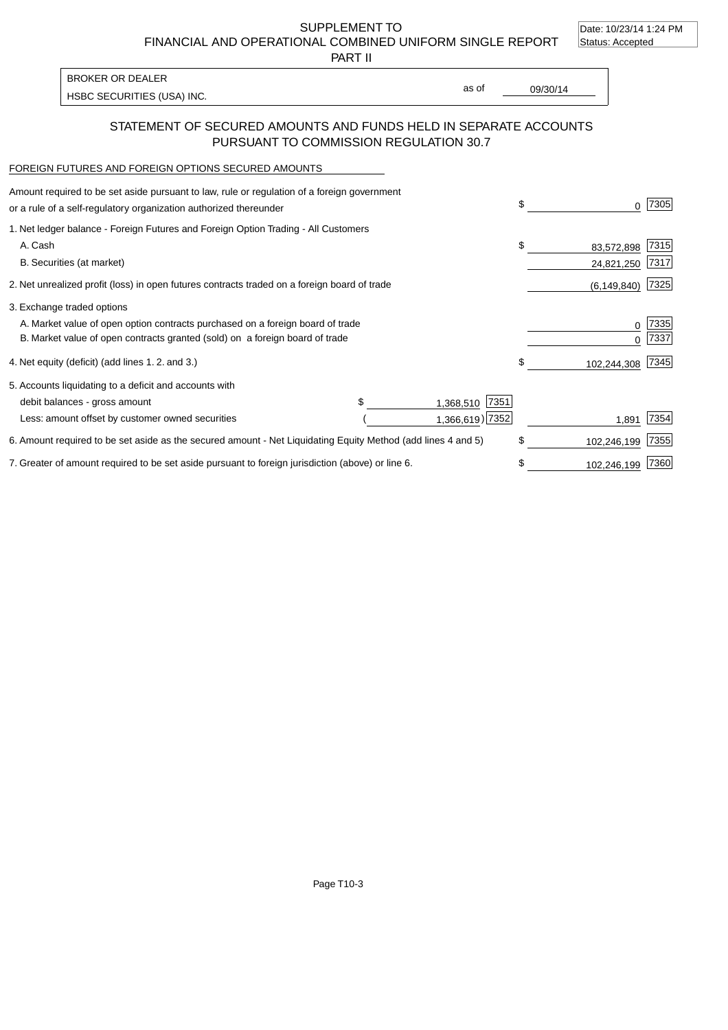SUPPLEMENT TO
FINANCIAL AND OPERATIONAL COMBINED UNIFORM SINGLE REPORT
PART II

Date: 10/23/14 1:24 PM
Status: Accepted

BROKER OR DEALER
HSBC SECURITIES (USA) INC.

as of 09/30/14

## STATEMENT OF SECURED AMOUNTS AND FUNDS HELD IN SEPARATE ACCOUNTS PURSUANT TO COMMISSION REGULATION 30.7

FOREIGN FUTURES AND FOREIGN OPTIONS SECURED AMOUNTS

| Description | | | Amount | Code |
|---|---|---|---|---|
| Amount required to be set aside pursuant to law, rule or regulation of a foreign government or a rule of a self-regulatory organization authorized thereunder | | | $ 0 | 7305 |
| 1. Net ledger balance - Foreign Futures and Foreign Option Trading - All Customers | | | | |
| A. Cash | | | $ 83,572,898 | 7315 |
| B. Securities (at market) | | | 24,821,250 | 7317 |
| 2. Net unrealized profit (loss) in open futures contracts traded on a foreign board of trade | | | (6,149,840) | 7325 |
| 3. Exchange traded options | | | | |
| A. Market value of open option contracts purchased on a foreign board of trade | | | 0 | 7335 |
| B. Market value of open contracts granted (sold) on a foreign board of trade | | | 0 | 7337 |
| 4. Net equity (deficit) (add lines 1. 2. and 3.) | | | $ 102,244,308 | 7345 |
| 5. Accounts liquidating to a deficit and accounts with | | | | |
| debit balances - gross amount | $ 1,368,510 | 7351 | | |
| Less: amount offset by customer owned securities | (1,366,619) | 7352 | 1,891 | 7354 |
| 6. Amount required to be set aside as the secured amount - Net Liquidating Equity Method (add lines 4 and 5) | | | $ 102,246,199 | 7355 |
| 7. Greater of amount required to be set aside pursuant to foreign jurisdiction (above) or line 6. | | | $ 102,246,199 | 7360 |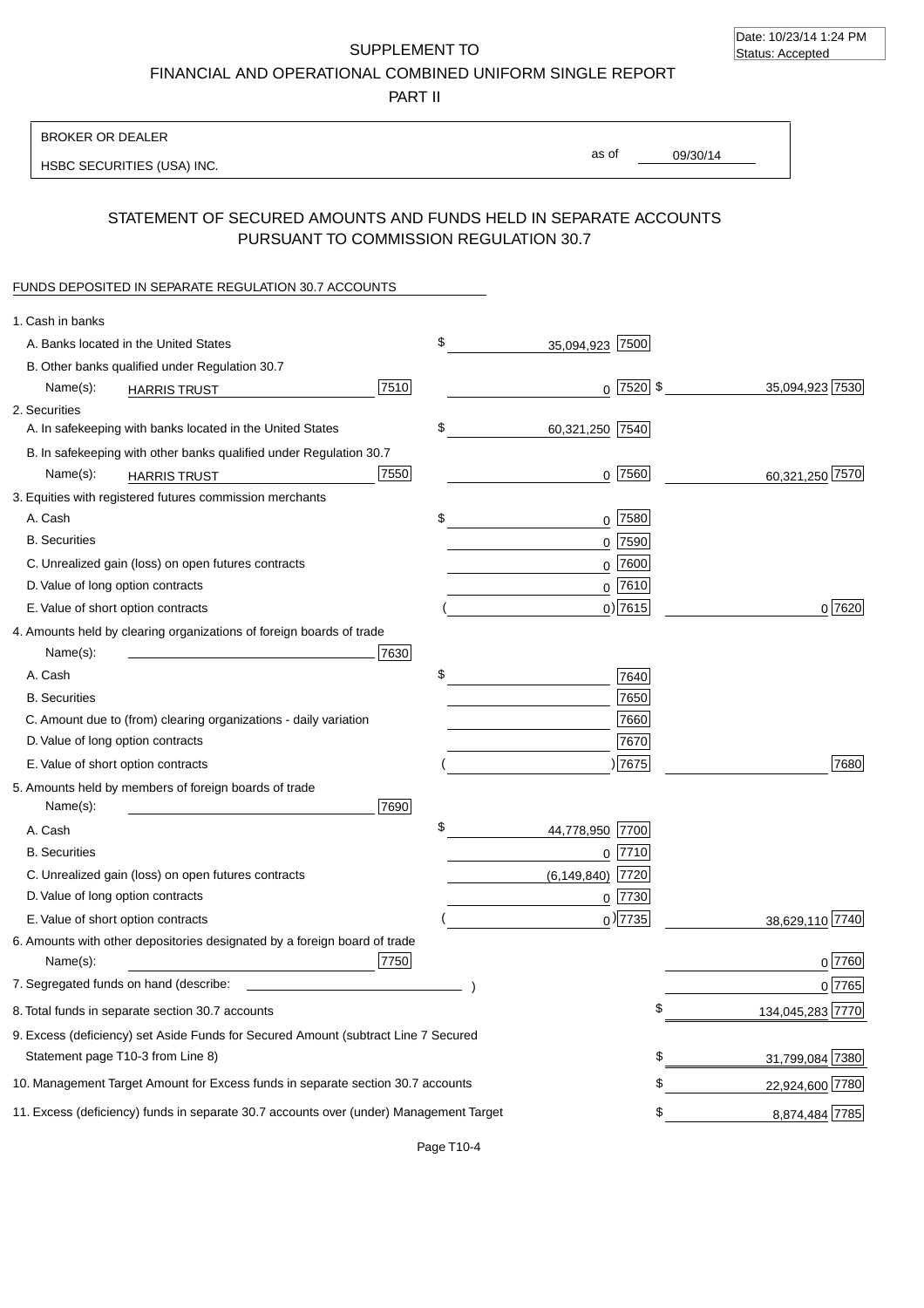Date: 10/23/14 1:24 PM
Status: Accepted

SUPPLEMENT TO
FINANCIAL AND OPERATIONAL COMBINED UNIFORM SINGLE REPORT
PART II

BROKER OR DEALER
HSBC SECURITIES (USA) INC.

as of 09/30/14

## STATEMENT OF SECURED AMOUNTS AND FUNDS HELD IN SEPARATE ACCOUNTS PURSUANT TO COMMISSION REGULATION 30.7

FUNDS DEPOSITED IN SEPARATE REGULATION 30.7 ACCOUNTS

| | | | |
|---|---|---|---|
| 1. Cash in banks | | | |
| A. Banks located in the United States | | $ 35,094,923 [7500] | |
| B. Other banks qualified under Regulation 30.7 | | | |
| Name(s): HARRIS TRUST | [7510] | 0 [7520] | $ 35,094,923 [7530] |
| 2. Securities | | | |
| A. In safekeeping with banks located in the United States | | $ 60,321,250 [7540] | |
| B. In safekeeping with other banks qualified under Regulation 30.7 | | | |
| Name(s): HARRIS TRUST | [7550] | 0 [7560] | 60,321,250 [7570] |
| 3. Equities with registered futures commission merchants | | | |
| A. Cash | | $ 0 [7580] | |
| B. Securities | | 0 [7590] | |
| C. Unrealized gain (loss) on open futures contracts | | 0 [7600] | |
| D. Value of long option contracts | | 0 [7610] | |
| E. Value of short option contracts | | ( 0) [7615] | 0 [7620] |
| 4. Amounts held by clearing organizations of foreign boards of trade | | | |
| Name(s): | [7630] | | |
| A. Cash | | $ [7640] | |
| B. Securities | | [7650] | |
| C. Amount due to (from) clearing organizations - daily variation | | [7660] | |
| D. Value of long option contracts | | [7670] | |
| E. Value of short option contracts | | ( ) [7675] | [7680] |
| 5. Amounts held by members of foreign boards of trade | | | |
| Name(s): | [7690] | | |
| A. Cash | | $ 44,778,950 [7700] | |
| B. Securities | | 0 [7710] | |
| C. Unrealized gain (loss) on open futures contracts | | (6,149,840) [7720] | |
| D. Value of long option contracts | | 0 [7730] | |
| E. Value of short option contracts | | ( 0) [7735] | 38,629,110 [7740] |
| 6. Amounts with other depositories designated by a foreign board of trade | | | |
| Name(s): | [7750] | | 0 [7760] |
| 7. Segregated funds on hand (describe: ) | | | 0 [7765] |
| 8. Total funds in separate section 30.7 accounts | | | $ 134,045,283 [7770] |
| 9. Excess (deficiency) set Aside Funds for Secured Amount (subtract Line 7 Secured Statement page T10-3 from Line 8) | | | $ 31,799,084 [7380] |
| 10. Management Target Amount for Excess funds in separate section 30.7 accounts | | | $ 22,924,600 [7780] |
| 11. Excess (deficiency) funds in separate 30.7 accounts over (under) Management Target | | | $ 8,874,484 [7785] |

Page T10-4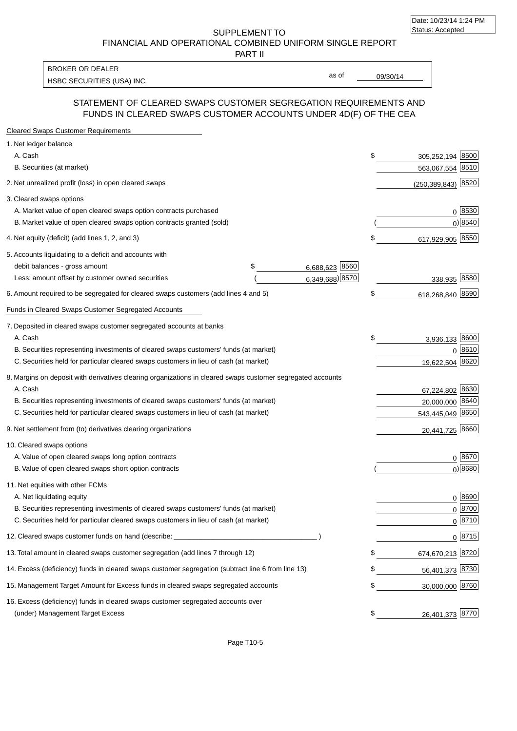Date: 10/23/14 1:24 PM
Status: Accepted

SUPPLEMENT TO
FINANCIAL AND OPERATIONAL COMBINED UNIFORM SINGLE REPORT
PART II

BROKER OR DEALER
HSBC SECURITIES (USA) INC.

as of 09/30/14

## STATEMENT OF CLEARED SWAPS CUSTOMER SEGREGATION REQUIREMENTS AND FUNDS IN CLEARED SWAPS CUSTOMER ACCOUNTS UNDER 4D(F) OF THE CEA

Cleared Swaps Customer Requirements

| | | | |
|---|---|---|---|
| 1. Net ledger balance | | | |
| A. Cash | | $ 305,252,194 | 8500 |
| B. Securities (at market) | | 563,067,554 | 8510 |
| 2. Net unrealized profit (loss) in open cleared swaps | | (250,389,843) | 8520 |
| 3. Cleared swaps options | | | |
| A. Market value of open cleared swaps option contracts purchased | | 0 | 8530 |
| B. Market value of open cleared swaps option contracts granted (sold) | | ( 0) | 8540 |
| 4. Net equity (deficit) (add lines 1, 2, and 3) | | $ 617,929,905 | 8550 |
| 5. Accounts liquidating to a deficit and accounts with debit balances - gross amount | $ 6,688,623 8560 | | |
| Less: amount offset by customer owned securities | ( 6,349,688) 8570 | 338,935 | 8580 |
| 6. Amount required to be segregated for cleared swaps customers (add lines 4 and 5) | | $ 618,268,840 | 8590 |

Funds in Cleared Swaps Customer Segregated Accounts

| | | |
|---|---|---|
| 7. Deposited in cleared swaps customer segregated accounts at banks | | |
| A. Cash | $ 3,936,133 | 8600 |
| B. Securities representing investments of cleared swaps customers' funds (at market) | 0 | 8610 |
| C. Securities held for particular cleared swaps customers in lieu of cash (at market) | 19,622,504 | 8620 |
| 8. Margins on deposit with derivatives clearing organizations in cleared swaps customer segregated accounts | | |
| A. Cash | 67,224,802 | 8630 |
| B. Securities representing investments of cleared swaps customers' funds (at market) | 20,000,000 | 8640 |
| C. Securities held for particular cleared swaps customers in lieu of cash (at market) | 543,445,049 | 8650 |
| 9. Net settlement from (to) derivatives clearing organizations | 20,441,725 | 8660 |
| 10. Cleared swaps options | | |
| A. Value of open cleared swaps long option contracts | 0 | 8670 |
| B. Value of open cleared swaps short option contracts | ( 0) | 8680 |
| 11. Net equities with other FCMs | | |
| A. Net liquidating equity | 0 | 8690 |
| B. Securities representing investments of cleared swaps customers' funds (at market) | 0 | 8700 |
| C. Securities held for particular cleared swaps customers in lieu of cash (at market) | 0 | 8710 |
| 12. Cleared swaps customer funds on hand (describe: ____________________ ) | 0 | 8715 |
| 13. Total amount in cleared swaps customer segregation (add lines 7 through 12) | $ 674,670,213 | 8720 |
| 14. Excess (deficiency) funds in cleared swaps customer segregation (subtract line 6 from line 13) | $ 56,401,373 | 8730 |
| 15. Management Target Amount for Excess funds in cleared swaps segregated accounts | $ 30,000,000 | 8760 |
| 16. Excess (deficiency) funds in cleared swaps customer segregated accounts over (under) Management Target Excess | $ 26,401,373 | 8770 |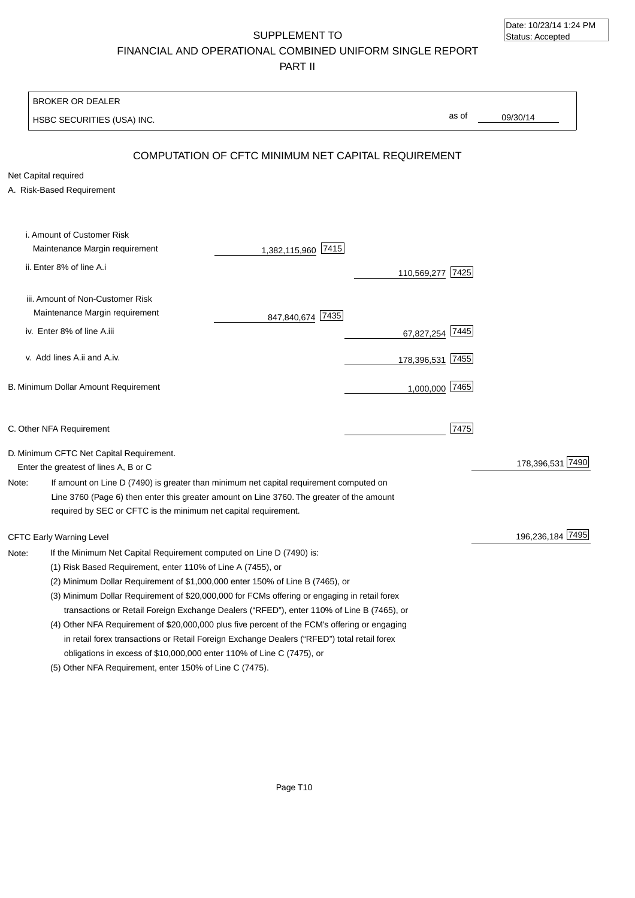Date: 10/23/14 1:24 PM
Status: Accepted

# SUPPLEMENT TO
# FINANCIAL AND OPERATIONAL COMBINED UNIFORM SINGLE REPORT
# PART II

BROKER OR DEALER

HSBC SECURITIES (USA) INC. as of 09/30/14

## COMPUTATION OF CFTC MINIMUM NET CAPITAL REQUIREMENT

Net Capital required

A. Risk-Based Requirement

| | | | |
|---|---|---|---|
| i. Amount of Customer Risk Maintenance Margin requirement | 1,382,115,960 [7415] | | |
| ii. Enter 8% of line A.i | | 110,569,277 [7425] | |
| iii. Amount of Non-Customer Risk Maintenance Margin requirement | 847,840,674 [7435] | | |
| iv. Enter 8% of line A.iii | | 67,827,254 [7445] | |
| v. Add lines A.ii and A.iv. | | 178,396,531 [7455] | |
| B. Minimum Dollar Amount Requirement | | 1,000,000 [7465] | |
| C. Other NFA Requirement | | [7475] | |
| D. Minimum CFTC Net Capital Requirement. Enter the greatest of lines A, B or C | | | 178,396,531 [7490] |

Note: If amount on Line D (7490) is greater than minimum net capital requirement computed on Line 3760 (Page 6) then enter this greater amount on Line 3760. The greater of the amount required by SEC or CFTC is the minimum net capital requirement.

CFTC Early Warning Level 196,236,184 [7495]

Note: If the Minimum Net Capital Requirement computed on Line D (7490) is:

(1) Risk Based Requirement, enter 110% of Line A (7455), or

(2) Minimum Dollar Requirement of $1,000,000 enter 150% of Line B (7465), or

(3) Minimum Dollar Requirement of $20,000,000 for FCMs offering or engaging in retail forex transactions or Retail Foreign Exchange Dealers ("RFED"), enter 110% of Line B (7465), or

(4) Other NFA Requirement of $20,000,000 plus five percent of the FCM's offering or engaging in retail forex transactions or Retail Foreign Exchange Dealers ("RFED") total retail forex obligations in excess of $10,000,000 enter 110% of Line C (7475), or

(5) Other NFA Requirement, enter 150% of Line C (7475).